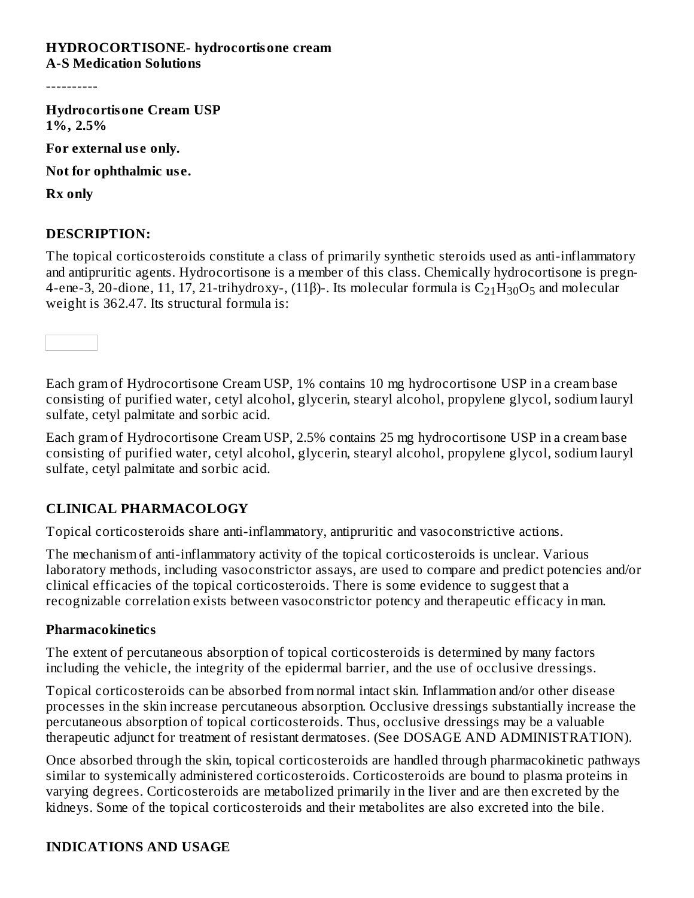**HYDROCORTISONE- hydrocortisone cream**
**A-S Medication Solutions**

----------

**Hydrocortisone Cream USP**
**1%, 2.5%**

**For external use only.**

**Not for ophthalmic use.**

**Rx only**

## DESCRIPTION:

The topical corticosteroids constitute a class of primarily synthetic steroids used as anti-inflammatory and antipruritic agents. Hydrocortisone is a member of this class. Chemically hydrocortisone is pregn-4-ene-3, 20-dione, 11, 17, 21-trihydroxy-, (11β)-. Its molecular formula is $C_{21}H_{30}O_5$ and molecular weight is 362.47. Its structural formula is:

Each gram of Hydrocortisone Cream USP, 1% contains 10 mg hydrocortisone USP in a cream base consisting of purified water, cetyl alcohol, glycerin, stearyl alcohol, propylene glycol, sodium lauryl sulfate, cetyl palmitate and sorbic acid.

Each gram of Hydrocortisone Cream USP, 2.5% contains 25 mg hydrocortisone USP in a cream base consisting of purified water, cetyl alcohol, glycerin, stearyl alcohol, propylene glycol, sodium lauryl sulfate, cetyl palmitate and sorbic acid.

## CLINICAL PHARMACOLOGY

Topical corticosteroids share anti-inflammatory, antipruritic and vasoconstrictive actions.

The mechanism of anti-inflammatory activity of the topical corticosteroids is unclear. Various laboratory methods, including vasoconstrictor assays, are used to compare and predict potencies and/or clinical efficacies of the topical corticosteroids. There is some evidence to suggest that a recognizable correlation exists between vasoconstrictor potency and therapeutic efficacy in man.

### Pharmacokinetics

The extent of percutaneous absorption of topical corticosteroids is determined by many factors including the vehicle, the integrity of the epidermal barrier, and the use of occlusive dressings.

Topical corticosteroids can be absorbed from normal intact skin. Inflammation and/or other disease processes in the skin increase percutaneous absorption. Occlusive dressings substantially increase the percutaneous absorption of topical corticosteroids. Thus, occlusive dressings may be a valuable therapeutic adjunct for treatment of resistant dermatoses. (See DOSAGE AND ADMINISTRATION).

Once absorbed through the skin, topical corticosteroids are handled through pharmacokinetic pathways similar to systemically administered corticosteroids. Corticosteroids are bound to plasma proteins in varying degrees. Corticosteroids are metabolized primarily in the liver and are then excreted by the kidneys. Some of the topical corticosteroids and their metabolites are also excreted into the bile.

## INDICATIONS AND USAGE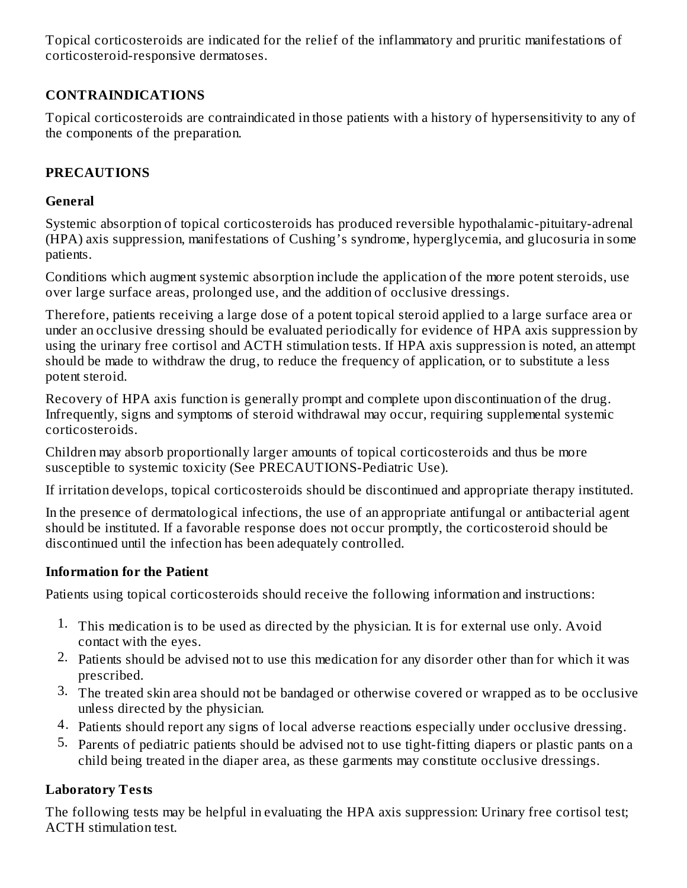Topical corticosteroids are indicated for the relief of the inflammatory and pruritic manifestations of corticosteroid-responsive dermatoses.

## CONTRAINDICATIONS

Topical corticosteroids are contraindicated in those patients with a history of hypersensitivity to any of the components of the preparation.

## PRECAUTIONS

### General

Systemic absorption of topical corticosteroids has produced reversible hypothalamic-pituitary-adrenal (HPA) axis suppression, manifestations of Cushing's syndrome, hyperglycemia, and glucosuria in some patients.

Conditions which augment systemic absorption include the application of the more potent steroids, use over large surface areas, prolonged use, and the addition of occlusive dressings.

Therefore, patients receiving a large dose of a potent topical steroid applied to a large surface area or under an occlusive dressing should be evaluated periodically for evidence of HPA axis suppression by using the urinary free cortisol and ACTH stimulation tests. If HPA axis suppression is noted, an attempt should be made to withdraw the drug, to reduce the frequency of application, or to substitute a less potent steroid.

Recovery of HPA axis function is generally prompt and complete upon discontinuation of the drug. Infrequently, signs and symptoms of steroid withdrawal may occur, requiring supplemental systemic corticosteroids.

Children may absorb proportionally larger amounts of topical corticosteroids and thus be more susceptible to systemic toxicity (See PRECAUTIONS-Pediatric Use).

If irritation develops, topical corticosteroids should be discontinued and appropriate therapy instituted.

In the presence of dermatological infections, the use of an appropriate antifungal or antibacterial agent should be instituted. If a favorable response does not occur promptly, the corticosteroid should be discontinued until the infection has been adequately controlled.

### Information for the Patient

Patients using topical corticosteroids should receive the following information and instructions:

1. This medication is to be used as directed by the physician. It is for external use only. Avoid contact with the eyes.
2. Patients should be advised not to use this medication for any disorder other than for which it was prescribed.
3. The treated skin area should not be bandaged or otherwise covered or wrapped as to be occlusive unless directed by the physician.
4. Patients should report any signs of local adverse reactions especially under occlusive dressing.
5. Parents of pediatric patients should be advised not to use tight-fitting diapers or plastic pants on a child being treated in the diaper area, as these garments may constitute occlusive dressings.

### Laboratory Tests

The following tests may be helpful in evaluating the HPA axis suppression: Urinary free cortisol test; ACTH stimulation test.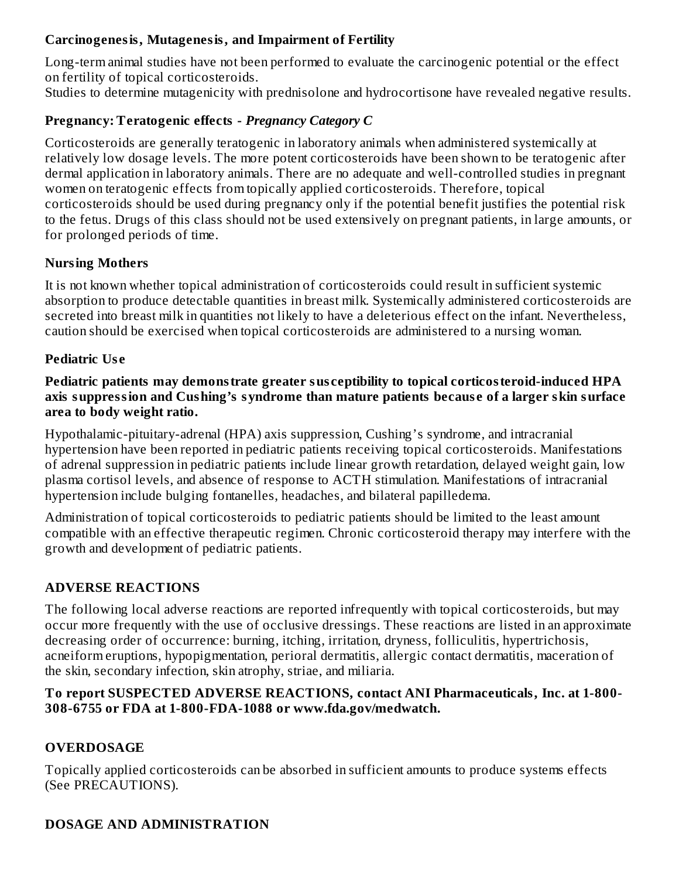### Carcinogenesis, Mutagenesis, and Impairment of Fertility

Long-term animal studies have not been performed to evaluate the carcinogenic potential or the effect on fertility of topical corticosteroids.
Studies to determine mutagenicity with prednisolone and hydrocortisone have revealed negative results.

### Pregnancy: Teratogenic effects - *Pregnancy Category C*

Corticosteroids are generally teratogenic in laboratory animals when administered systemically at relatively low dosage levels. The more potent corticosteroids have been shown to be teratogenic after dermal application in laboratory animals. There are no adequate and well-controlled studies in pregnant women on teratogenic effects from topically applied corticosteroids. Therefore, topical corticosteroids should be used during pregnancy only if the potential benefit justifies the potential risk to the fetus. Drugs of this class should not be used extensively on pregnant patients, in large amounts, or for prolonged periods of time.

### Nursing Mothers

It is not known whether topical administration of corticosteroids could result in sufficient systemic absorption to produce detectable quantities in breast milk. Systemically administered corticosteroids are secreted into breast milk in quantities not likely to have a deleterious effect on the infant. Nevertheless, caution should be exercised when topical corticosteroids are administered to a nursing woman.

### Pediatric Use

**Pediatric patients may demonstrate greater susceptibility to topical corticosteroid-induced HPA axis suppression and Cushing's syndrome than mature patients because of a larger skin surface area to body weight ratio.**

Hypothalamic-pituitary-adrenal (HPA) axis suppression, Cushing's syndrome, and intracranial hypertension have been reported in pediatric patients receiving topical corticosteroids. Manifestations of adrenal suppression in pediatric patients include linear growth retardation, delayed weight gain, low plasma cortisol levels, and absence of response to ACTH stimulation. Manifestations of intracranial hypertension include bulging fontanelles, headaches, and bilateral papilledema.

Administration of topical corticosteroids to pediatric patients should be limited to the least amount compatible with an effective therapeutic regimen. Chronic corticosteroid therapy may interfere with the growth and development of pediatric patients.

## ADVERSE REACTIONS

The following local adverse reactions are reported infrequently with topical corticosteroids, but may occur more frequently with the use of occlusive dressings. These reactions are listed in an approximate decreasing order of occurrence: burning, itching, irritation, dryness, folliculitis, hypertrichosis, acneiform eruptions, hypopigmentation, perioral dermatitis, allergic contact dermatitis, maceration of the skin, secondary infection, skin atrophy, striae, and miliaria.

**To report SUSPECTED ADVERSE REACTIONS, contact ANI Pharmaceuticals, Inc. at 1-800-308-6755 or FDA at 1-800-FDA-1088 or www.fda.gov/medwatch.**

## OVERDOSAGE

Topically applied corticosteroids can be absorbed in sufficient amounts to produce systems effects (See PRECAUTIONS).

## DOSAGE AND ADMINISTRATION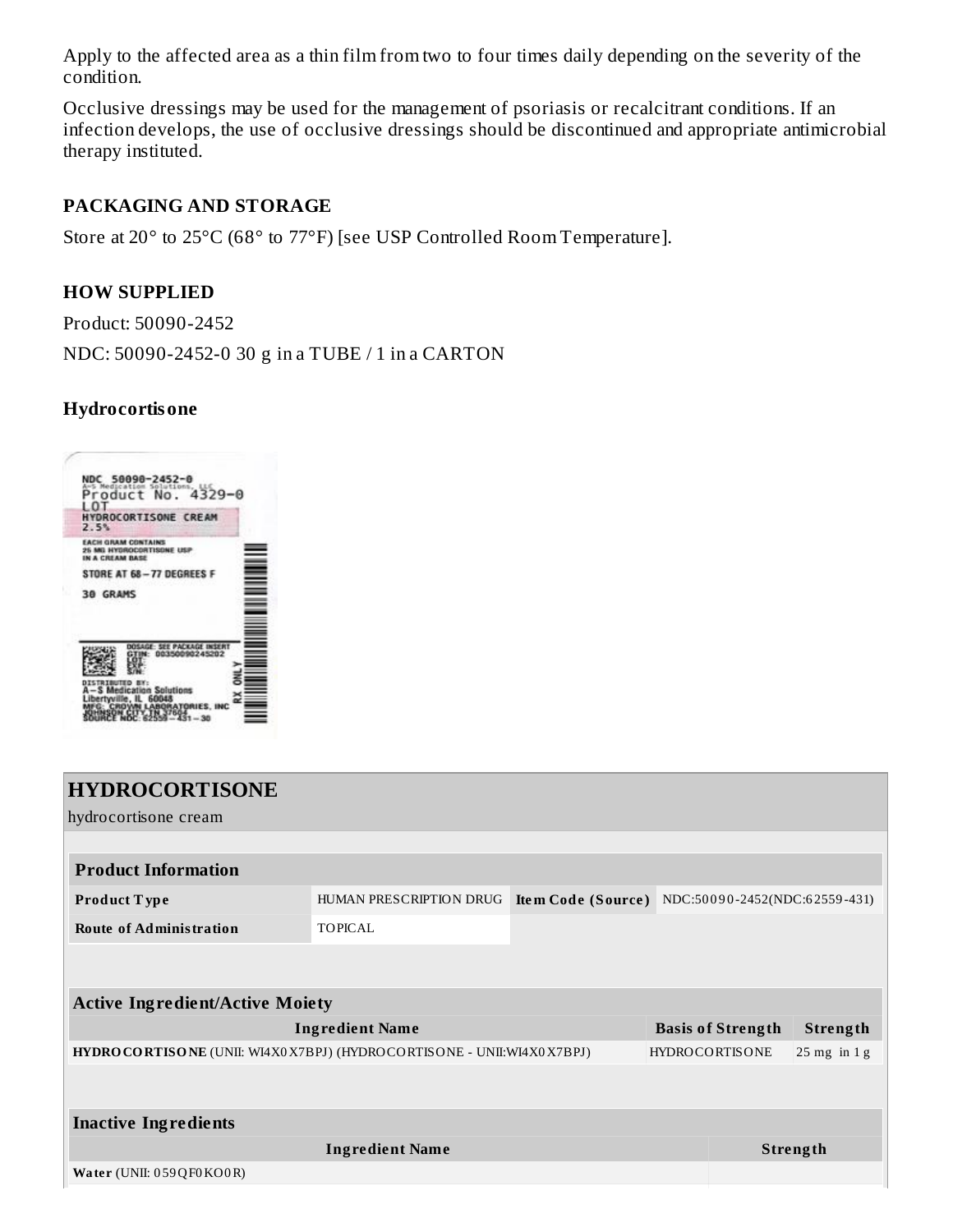Apply to the affected area as a thin film from two to four times daily depending on the severity of the condition.

Occlusive dressings may be used for the management of psoriasis or recalcitrant conditions. If an infection develops, the use of occlusive dressings should be discontinued and appropriate antimicrobial therapy instituted.

## PACKAGING AND STORAGE

Store at 20° to 25°C (68° to 77°F) [see USP Controlled Room Temperature].

## HOW SUPPLIED

Product: 50090-2452

NDC: 50090-2452-0 30 g in a TUBE / 1 in a CARTON

### Hydrocortisone

NDC 50090-2452-0
A-S Medication Solutions, LLC
Product No. 4329-0
LOT
HYDROCORTISONE CREAM
2.5%
EACH GRAM CONTAINS
25 MG HYDROCORTISONE USP
IN A CREAM BASE
STORE AT 68 – 77 DEGREES F
30 GRAMS
DOSAGE: SEE PACKAGE INSERT
GTIN: 00350090245202
LOT:
EXP:
S/N:
DISTRIBUTED BY:
A – S Medication Solutions
Libertyville, IL 60048
MFG: CROWN LABORATORIES, INC
JOHNSON CITY, TN 37604
SOURCE NDC: 62559 – 431 – 30
RX ONLY

## HYDROCORTISONE

hydrocortisone cream

| Product Information | | | |
|---|---|---|---|
| **Product Type** | HUMAN PRESCRIPTION DRUG | **Item Code (Source)** | NDC:50090-2452(NDC:62559-431) |
| **Route of Administration** | TOPICAL | | |

| Active Ingredient/Active Moiety | | |
|---|---|---|
| **Ingredient Name** | **Basis of Strength** | **Strength** |
| **HYDROCORTISONE** (UNII: WI4X0X7BPJ) (HYDROCORTISONE - UNII:WI4X0X7BPJ) | HYDROCORTISONE | 25 mg in 1 g |

| Inactive Ingredients | |
|---|---|
| **Ingredient Name** | **Strength** |
| **Water** (UNII: 059QF0KO0R) | |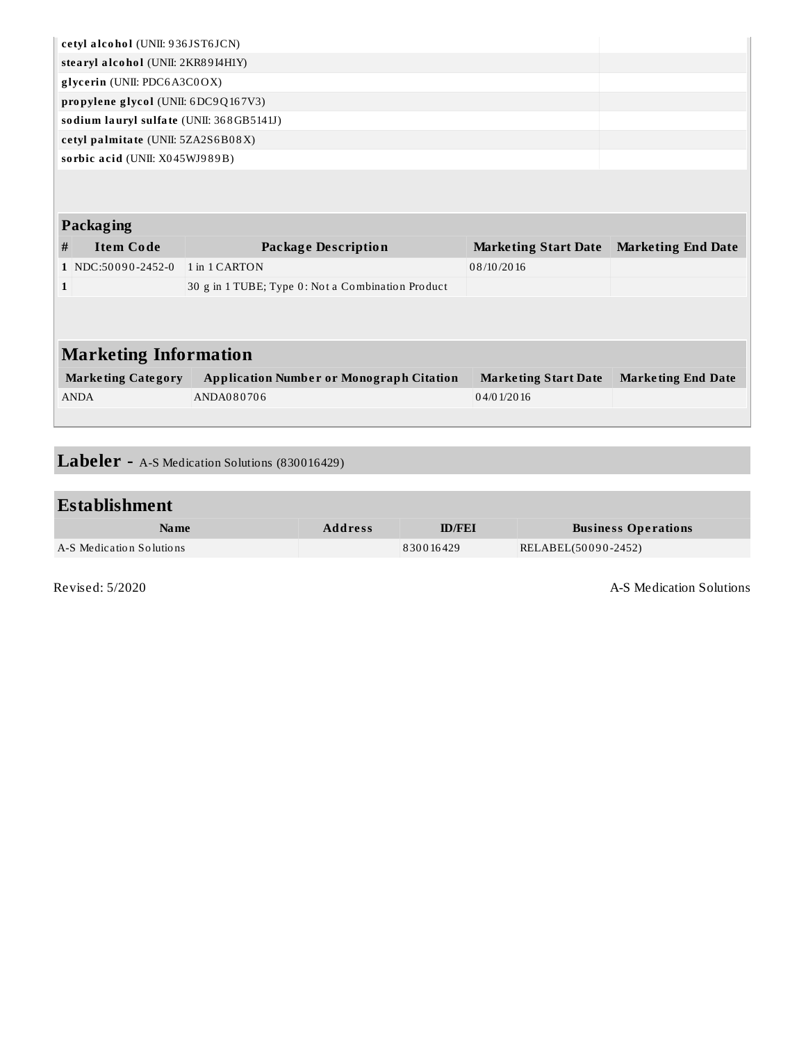| | |
|---|---|
| **cetyl alcohol** (UNII: 936JST6JCN) | |
| **stearyl alcohol** (UNII: 2KR89I4H1Y) | |
| **glycerin** (UNII: PDC6A3C0OX) | |
| **propylene glycol** (UNII: 6DC9Q167V3) | |
| **sodium lauryl sulfate** (UNII: 368GB5141J) | |
| **cetyl palmitate** (UNII: 5ZA2S6B08X) | |
| **sorbic acid** (UNII: X045WJ989B) | |

**Packaging**

| # | Item Code | Package Description | Marketing Start Date | Marketing End Date |
|---|---|---|---|---|
| 1 | NDC:50090-2452-0 | 1 in 1 CARTON | 08/10/2016 | |
| 1 | | 30 g in 1 TUBE; Type 0: Not a Combination Product | | |

**Marketing Information**

| Marketing Category | Application Number or Monograph Citation | Marketing Start Date | Marketing End Date |
|---|---|---|---|
| ANDA | ANDA080706 | 04/01/2016 | |

## Labeler - A-S Medication Solutions (830016429)

## Establishment

| Name | Address | ID/FEI | Business Operations |
|---|---|---|---|
| A-S Medication Solutions | | 830016429 | RELABEL(50090-2452) |

Revised: 5/2020

A-S Medication Solutions